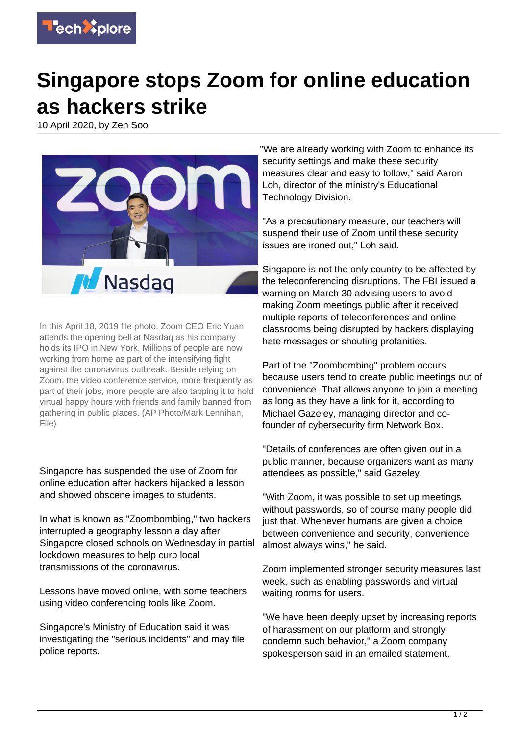# Singapore stops Zoom for online education as hackers strike

10 April 2020, by Zen Soo

In this April 18, 2019 file photo, Zoom CEO Eric Yuan attends the opening bell at Nasdaq as his company holds its IPO in New York. Millions of people are now working from home as part of the intensifying fight against the coronavirus outbreak. Beside relying on Zoom, the video conference service, more frequently as part of their jobs, more people are also tapping it to hold virtual happy hours with friends and family banned from gathering in public places. (AP Photo/Mark Lennihan, File)

Singapore has suspended the use of Zoom for online education after hackers hijacked a lesson and showed obscene images to students.

In what is known as "Zoombombing," two hackers interrupted a geography lesson a day after Singapore closed schools on Wednesday in partial lockdown measures to help curb local transmissions of the coronavirus.

Lessons have moved online, with some teachers using video conferencing tools like Zoom.

Singapore's Ministry of Education said it was investigating the "serious incidents" and may file police reports.

"We are already working with Zoom to enhance its security settings and make these security measures clear and easy to follow," said Aaron Loh, director of the ministry's Educational Technology Division.

"As a precautionary measure, our teachers will suspend their use of Zoom until these security issues are ironed out," Loh said.

Singapore is not the only country to be affected by the teleconferencing disruptions. The FBI issued a warning on March 30 advising users to avoid making Zoom meetings public after it received multiple reports of teleconferences and online classrooms being disrupted by hackers displaying hate messages or shouting profanities.

Part of the "Zoombombing" problem occurs because users tend to create public meetings out of convenience. That allows anyone to join a meeting as long as they have a link for it, according to Michael Gazeley, managing director and co-founder of cybersecurity firm Network Box.

"Details of conferences are often given out in a public manner, because organizers want as many attendees as possible," said Gazeley.

"With Zoom, it was possible to set up meetings without passwords, so of course many people did just that. Whenever humans are given a choice between convenience and security, convenience almost always wins," he said.

Zoom implemented stronger security measures last week, such as enabling passwords and virtual waiting rooms for users.

"We have been deeply upset by increasing reports of harassment on our platform and strongly condemn such behavior," a Zoom company spokesperson said in an emailed statement.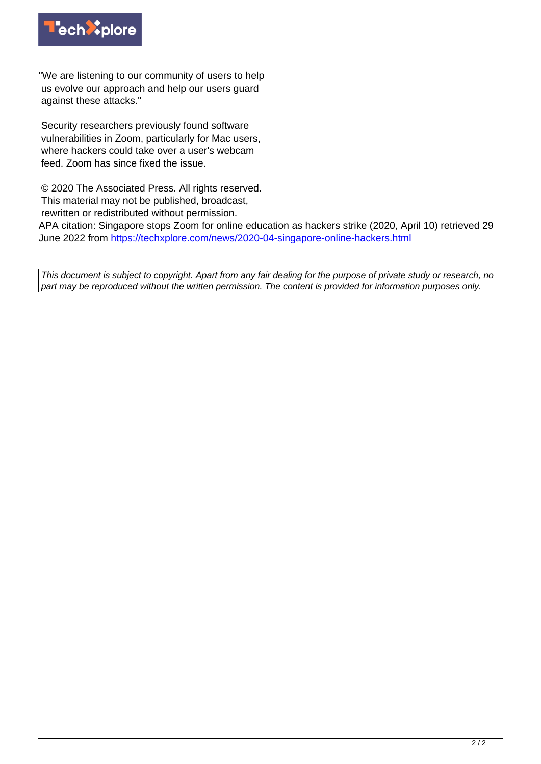"We are listening to our community of users to help us evolve our approach and help our users guard against these attacks."

Security researchers previously found software vulnerabilities in Zoom, particularly for Mac users, where hackers could take over a user's webcam feed. Zoom has since fixed the issue.

© 2020 The Associated Press. All rights reserved. This material may not be published, broadcast, rewritten or redistributed without permission.

APA citation: Singapore stops Zoom for online education as hackers strike (2020, April 10) retrieved 29 June 2022 from https://techxplore.com/news/2020-04-singapore-online-hackers.html

*This document is subject to copyright. Apart from any fair dealing for the purpose of private study or research, no part may be reproduced without the written permission. The content is provided for information purposes only.*